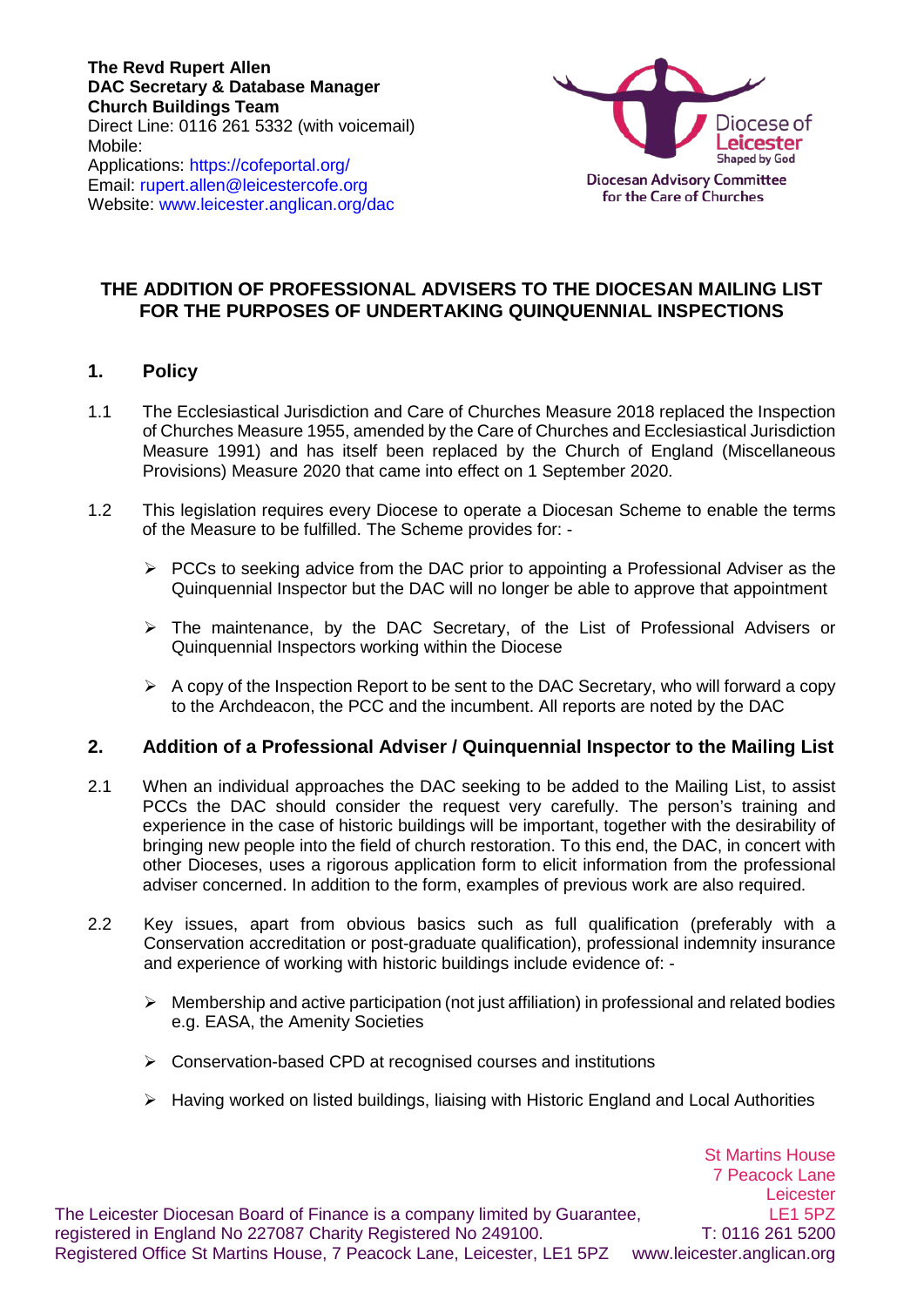**The Revd Rupert Allen**
**DAC Secretary & Database Manager**
**Church Buildings Team**
Direct Line: 0116 261 5332 (with voicemail)
Mobile:
Applications: https://cofeportal.org/
Email: rupert.allen@leicestercofe.org
Website: www.leicester.anglican.org/dac

Diocese of Leicester
Shaped by God
Diocesan Advisory Committee for the Care of Churches

# THE ADDITION OF PROFESSIONAL ADVISERS TO THE DIOCESAN MAILING LIST FOR THE PURPOSES OF UNDERTAKING QUINQUENNIAL INSPECTIONS

## 1. Policy

1.1 The Ecclesiastical Jurisdiction and Care of Churches Measure 2018 replaced the Inspection of Churches Measure 1955, amended by the Care of Churches and Ecclesiastical Jurisdiction Measure 1991) and has itself been replaced by the Church of England (Miscellaneous Provisions) Measure 2020 that came into effect on 1 September 2020.

1.2 This legislation requires every Diocese to operate a Diocesan Scheme to enable the terms of the Measure to be fulfilled. The Scheme provides for: -

- PCCs to seeking advice from the DAC prior to appointing a Professional Adviser as the Quinquennial Inspector but the DAC will no longer be able to approve that appointment
- The maintenance, by the DAC Secretary, of the List of Professional Advisers or Quinquennial Inspectors working within the Diocese
- A copy of the Inspection Report to be sent to the DAC Secretary, who will forward a copy to the Archdeacon, the PCC and the incumbent. All reports are noted by the DAC

## 2. Addition of a Professional Adviser / Quinquennial Inspector to the Mailing List

2.1 When an individual approaches the DAC seeking to be added to the Mailing List, to assist PCCs the DAC should consider the request very carefully. The person's training and experience in the case of historic buildings will be important, together with the desirability of bringing new people into the field of church restoration. To this end, the DAC, in concert with other Dioceses, uses a rigorous application form to elicit information from the professional adviser concerned. In addition to the form, examples of previous work are also required.

2.2 Key issues, apart from obvious basics such as full qualification (preferably with a Conservation accreditation or post-graduate qualification), professional indemnity insurance and experience of working with historic buildings include evidence of: -

- Membership and active participation (not just affiliation) in professional and related bodies e.g. EASA, the Amenity Societies
- Conservation-based CPD at recognised courses and institutions
- Having worked on listed buildings, liaising with Historic England and Local Authorities

St Martins House
7 Peacock Lane
Leicester
LE1 5PZ
T: 0116 261 5200
www.leicester.anglican.org

The Leicester Diocesan Board of Finance is a company limited by Guarantee, registered in England No 227087 Charity Registered No 249100.
Registered Office St Martins House, 7 Peacock Lane, Leicester, LE1 5PZ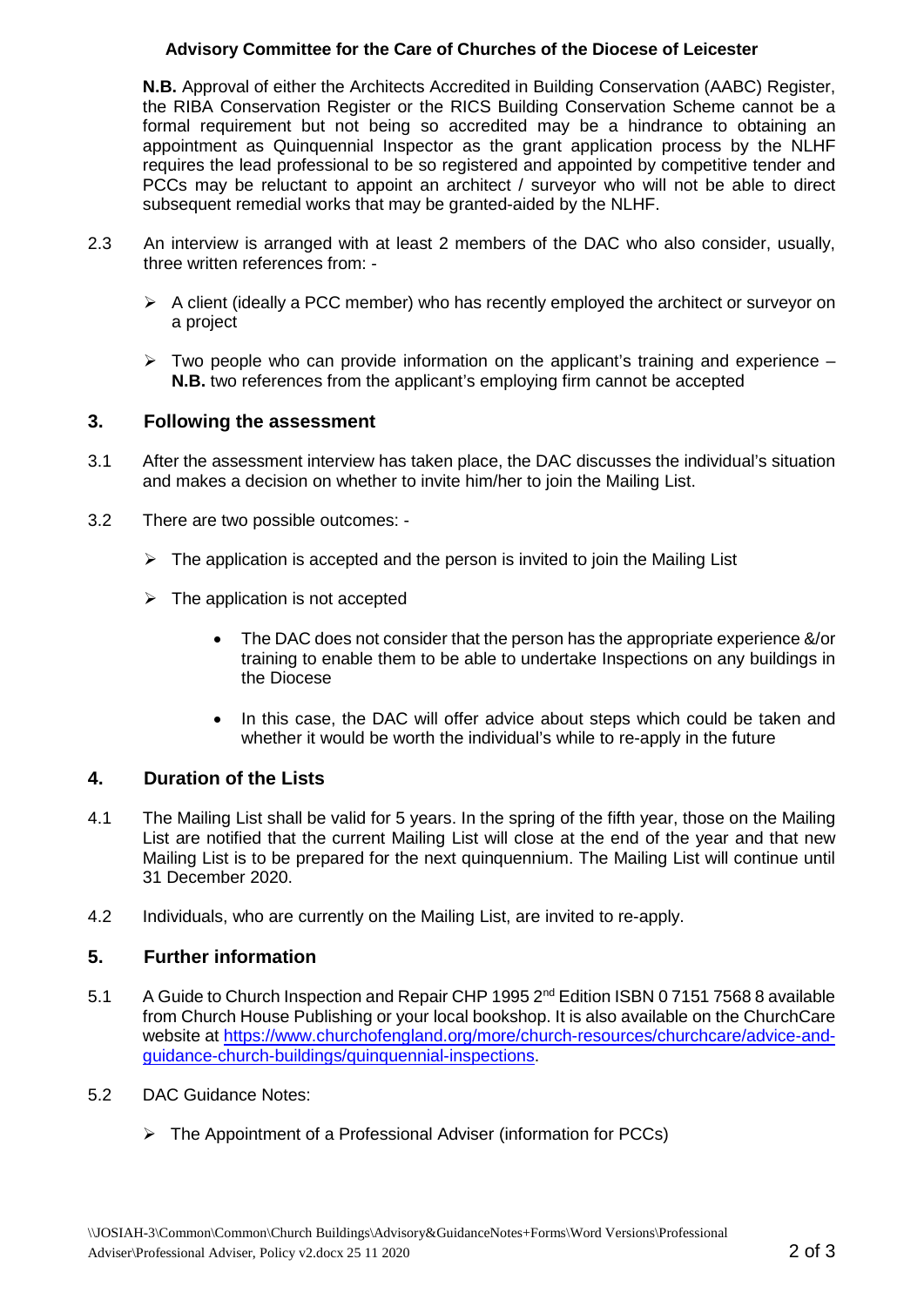**N.B.** Approval of either the Architects Accredited in Building Conservation (AABC) Register, the RIBA Conservation Register or the RICS Building Conservation Scheme cannot be a formal requirement but not being so accredited may be a hindrance to obtaining an appointment as Quinquennial Inspector as the grant application process by the NLHF requires the lead professional to be so registered and appointed by competitive tender and PCCs may be reluctant to appoint an architect / surveyor who will not be able to direct subsequent remedial works that may be granted-aided by the NLHF.

2.3 An interview is arranged with at least 2 members of the DAC who also consider, usually, three written references from: -

- A client (ideally a PCC member) who has recently employed the architect or surveyor on a project
- Two people who can provide information on the applicant's training and experience – **N.B.** two references from the applicant's employing firm cannot be accepted

## 3. Following the assessment

3.1 After the assessment interview has taken place, the DAC discusses the individual's situation and makes a decision on whether to invite him/her to join the Mailing List.

3.2 There are two possible outcomes: -

- The application is accepted and the person is invited to join the Mailing List
- The application is not accepted
    - The DAC does not consider that the person has the appropriate experience &/or training to enable them to be able to undertake Inspections on any buildings in the Diocese
    - In this case, the DAC will offer advice about steps which could be taken and whether it would be worth the individual's while to re-apply in the future

## 4. Duration of the Lists

4.1 The Mailing List shall be valid for 5 years. In the spring of the fifth year, those on the Mailing List are notified that the current Mailing List will close at the end of the year and that new Mailing List is to be prepared for the next quinquennium. The Mailing List will continue until 31 December 2020.

4.2 Individuals, who are currently on the Mailing List, are invited to re-apply.

## 5. Further information

5.1 A Guide to Church Inspection and Repair CHP 1995 2nd Edition ISBN 0 7151 7568 8 available from Church House Publishing or your local bookshop. It is also available on the ChurchCare website at https://www.churchofengland.org/more/church-resources/churchcare/advice-and-guidance-church-buildings/quinquennial-inspections.

5.2 DAC Guidance Notes:

- The Appointment of a Professional Adviser (information for PCCs)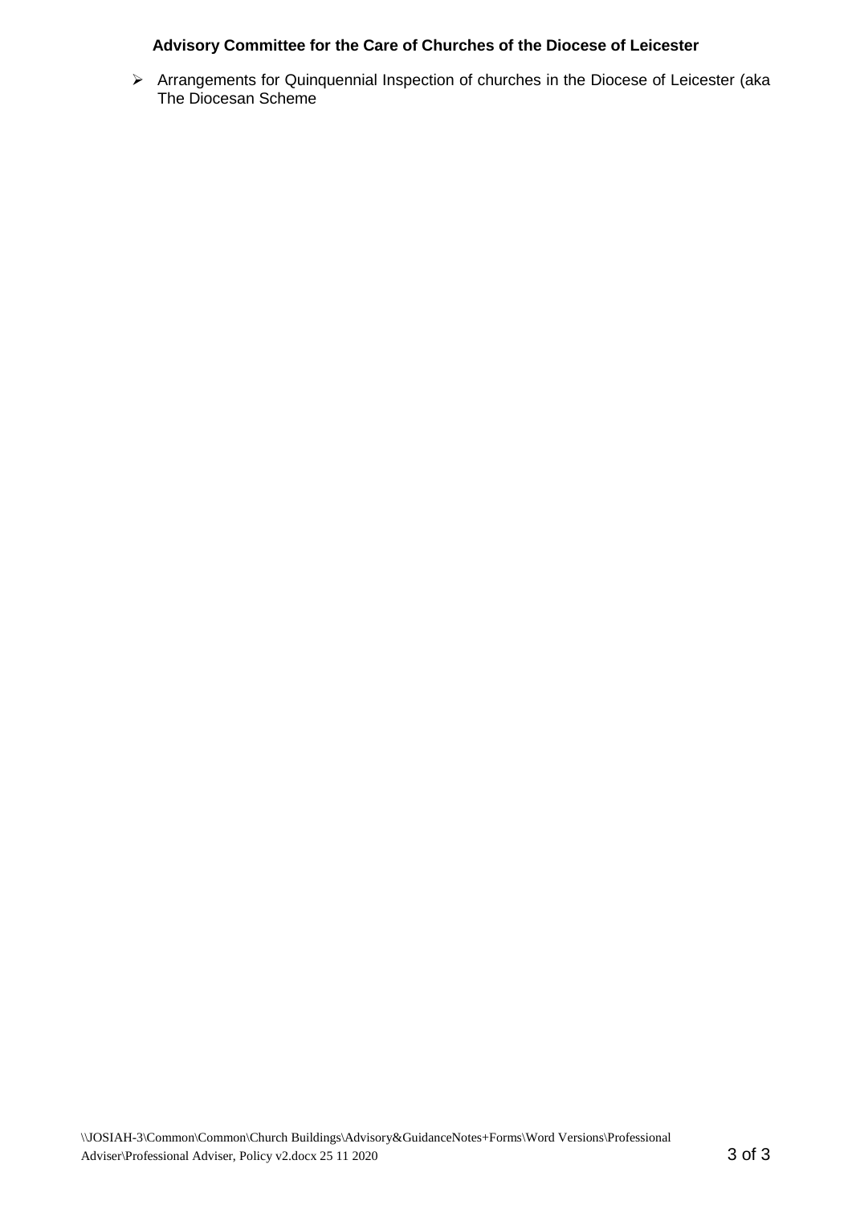**Advisory Committee for the Care of Churches of the Diocese of Leicester**

- Arrangements for Quinquennial Inspection of churches in the Diocese of Leicester (aka The Diocesan Scheme